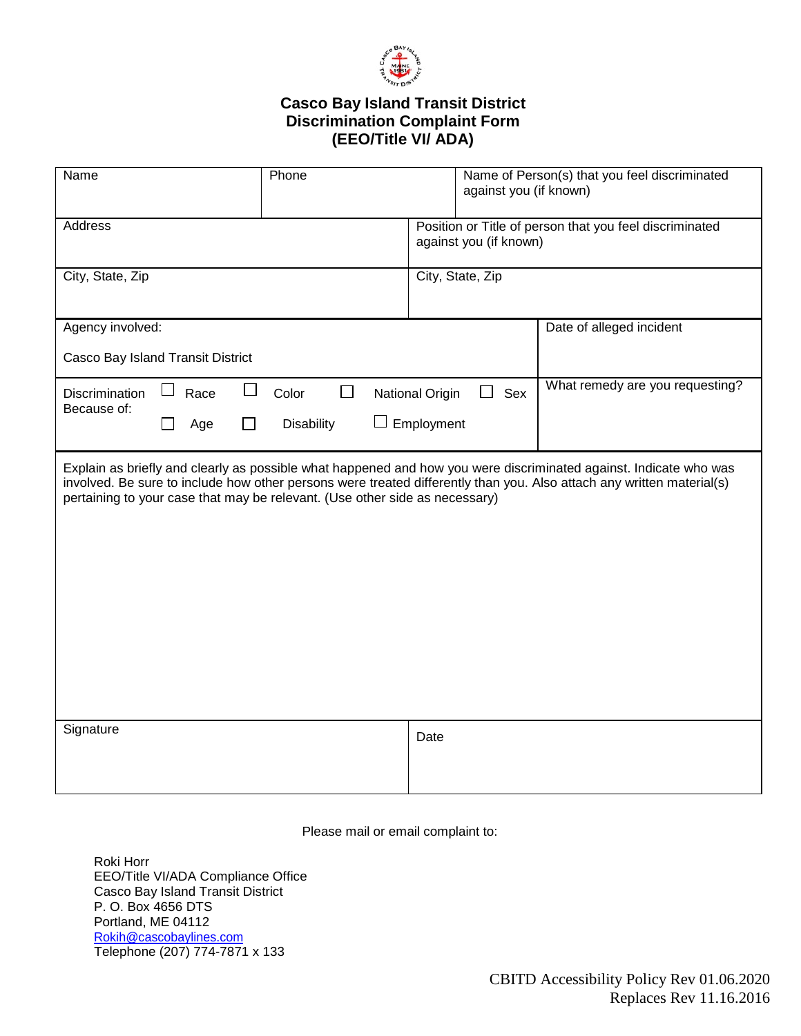# Casco Bay Island Transit District
## Discrimination Complaint Form
## (EEO/Title VI/ ADA)

| Name | Phone | Name of Person(s) that you feel discriminated against you (if known) |
|---|---|---|
| Address | | Position or Title of person that you feel discriminated against you (if known) |
| City, State, Zip | | City, State, Zip |
| Agency involved: Casco Bay Island Transit District | | Date of alleged incident |
| Discrimination Because of: ☐ Race ☐ Color ☐ National Origin ☐ Sex ☐ Age ☐ Disability ☐ Employment | | What remedy are you requesting? |
| Explain as briefly and clearly as possible what happened and how you were discriminated against. Indicate who was involved. Be sure to include how other persons were treated differently than you. Also attach any written material(s) pertaining to your case that may be relevant. (Use other side as necessary) | | |
| Signature | | Date |

Please mail or email complaint to:

Roki Horr
EEO/Title VI/ADA Compliance Office
Casco Bay Island Transit District
P. O. Box 4656 DTS
Portland, ME 04112
Rokih@cascobaylines.com
Telephone (207) 774-7871 x 133

CBITD Accessibility Policy Rev 01.06.2020
Replaces Rev 11.16.2016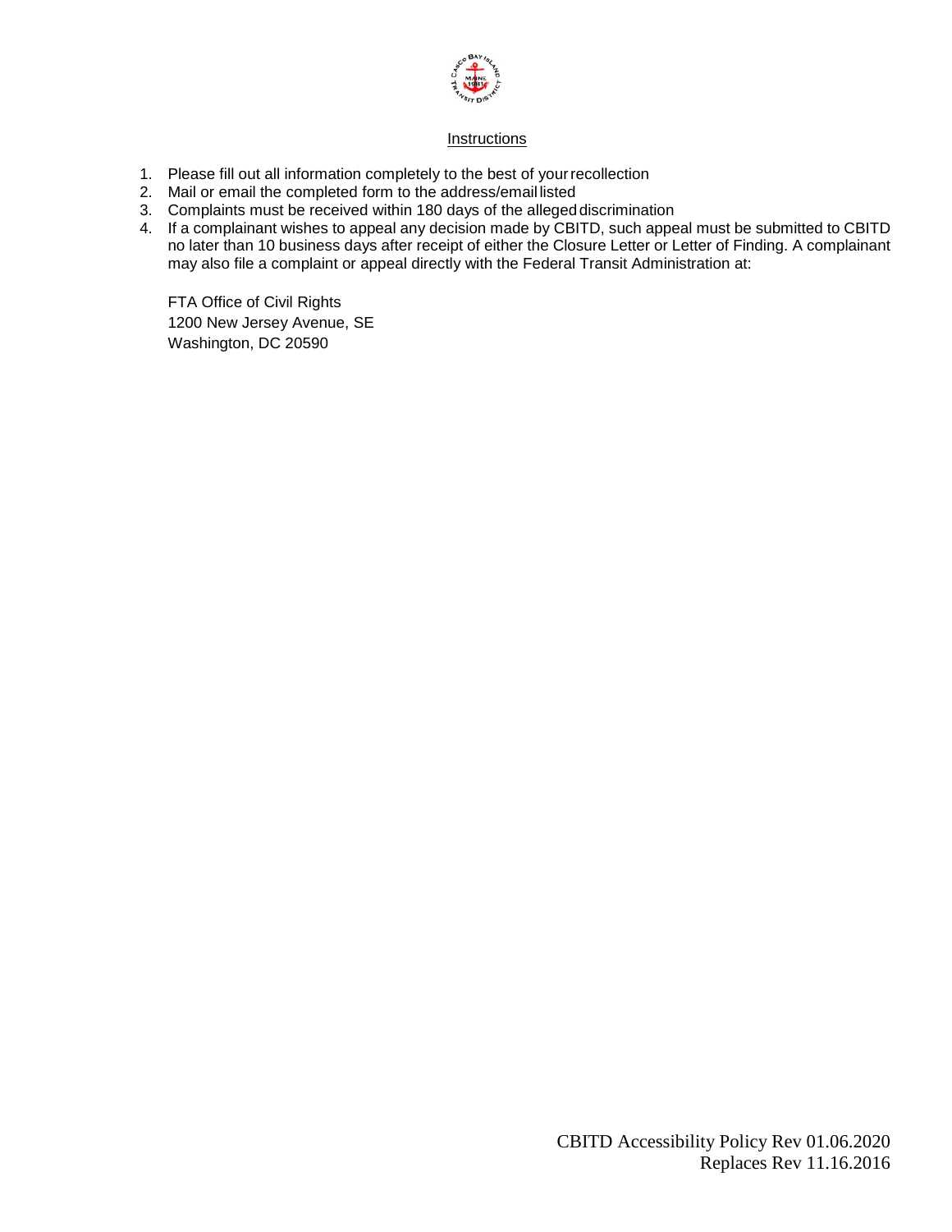<u>Instructions</u>

1. Please fill out all information completely to the best of your recollection
2. Mail or email the completed form to the address/email listed
3. Complaints must be received within 180 days of the alleged discrimination
4. If a complainant wishes to appeal any decision made by CBITD, such appeal must be submitted to CBITD no later than 10 business days after receipt of either the Closure Letter or Letter of Finding. A complainant may also file a complaint or appeal directly with the Federal Transit Administration at:

   FTA Office of Civil Rights
   1200 New Jersey Avenue, SE
   Washington, DC 20590

CBITD Accessibility Policy Rev 01.06.2020
Replaces Rev 11.16.2016